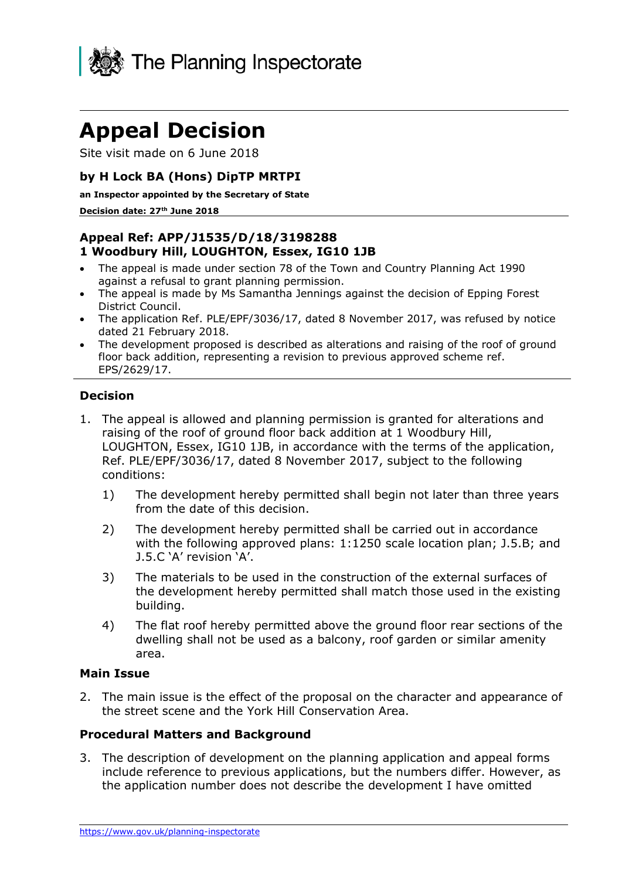The Planning Inspectorate

# Appeal Decision

Site visit made on 6 June 2018

**by H Lock BA (Hons) DipTP MRTPI**

**an Inspector appointed by the Secretary of State**

**Decision date: 27th June 2018**

**Appeal Ref: APP/J1535/D/18/3198288**
**1 Woodbury Hill, LOUGHTON, Essex, IG10 1JB**

- The appeal is made under section 78 of the Town and Country Planning Act 1990 against a refusal to grant planning permission.
- The appeal is made by Ms Samantha Jennings against the decision of Epping Forest District Council.
- The application Ref. PLE/EPF/3036/17, dated 8 November 2017, was refused by notice dated 21 February 2018.
- The development proposed is described as alterations and raising of the roof of ground floor back addition, representing a revision to previous approved scheme ref. EPS/2629/17.

### Decision

1. The appeal is allowed and planning permission is granted for alterations and raising of the roof of ground floor back addition at 1 Woodbury Hill, LOUGHTON, Essex, IG10 1JB, in accordance with the terms of the application, Ref. PLE/EPF/3036/17, dated 8 November 2017, subject to the following conditions:

    1) The development hereby permitted shall begin not later than three years from the date of this decision.

    2) The development hereby permitted shall be carried out in accordance with the following approved plans: 1:1250 scale location plan; J.5.B; and J.5.C 'A' revision 'A'.

    3) The materials to be used in the construction of the external surfaces of the development hereby permitted shall match those used in the existing building.

    4) The flat roof hereby permitted above the ground floor rear sections of the dwelling shall not be used as a balcony, roof garden or similar amenity area.

### Main Issue

2. The main issue is the effect of the proposal on the character and appearance of the street scene and the York Hill Conservation Area.

### Procedural Matters and Background

3. The description of development on the planning application and appeal forms include reference to previous applications, but the numbers differ. However, as the application number does not describe the development I have omitted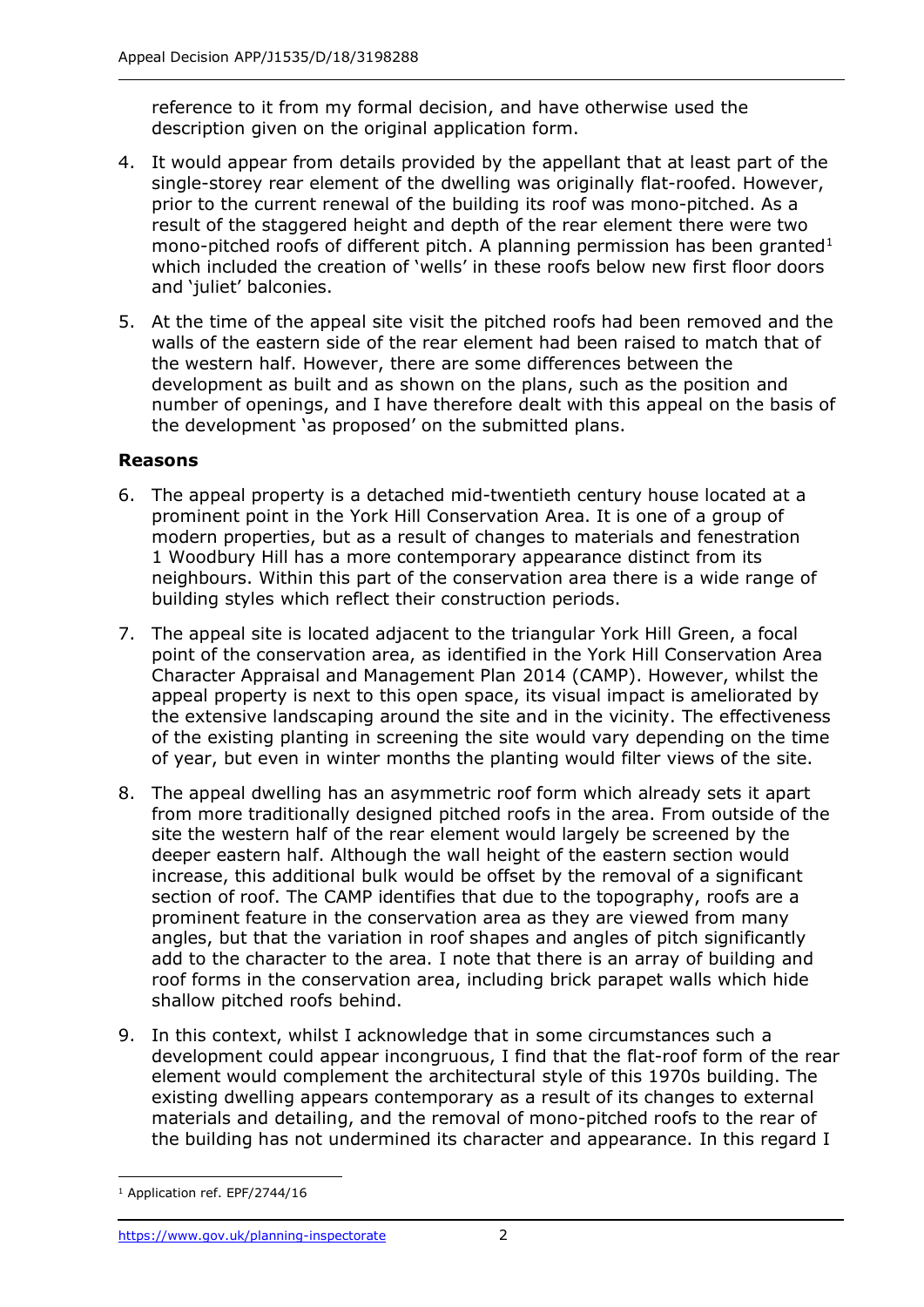reference to it from my formal decision, and have otherwise used the description given on the original application form.

4. It would appear from details provided by the appellant that at least part of the single-storey rear element of the dwelling was originally flat-roofed. However, prior to the current renewal of the building its roof was mono-pitched. As a result of the staggered height and depth of the rear element there were two mono-pitched roofs of different pitch. A planning permission has been granted[1] which included the creation of 'wells' in these roofs below new first floor doors and 'juliet' balconies.

5. At the time of the appeal site visit the pitched roofs had been removed and the walls of the eastern side of the rear element had been raised to match that of the western half. However, there are some differences between the development as built and as shown on the plans, such as the position and number of openings, and I have therefore dealt with this appeal on the basis of the development 'as proposed' on the submitted plans.

## Reasons

6. The appeal property is a detached mid-twentieth century house located at a prominent point in the York Hill Conservation Area. It is one of a group of modern properties, but as a result of changes to materials and fenestration 1 Woodbury Hill has a more contemporary appearance distinct from its neighbours. Within this part of the conservation area there is a wide range of building styles which reflect their construction periods.

7. The appeal site is located adjacent to the triangular York Hill Green, a focal point of the conservation area, as identified in the York Hill Conservation Area Character Appraisal and Management Plan 2014 (CAMP). However, whilst the appeal property is next to this open space, its visual impact is ameliorated by the extensive landscaping around the site and in the vicinity. The effectiveness of the existing planting in screening the site would vary depending on the time of year, but even in winter months the planting would filter views of the site.

8. The appeal dwelling has an asymmetric roof form which already sets it apart from more traditionally designed pitched roofs in the area. From outside of the site the western half of the rear element would largely be screened by the deeper eastern half. Although the wall height of the eastern section would increase, this additional bulk would be offset by the removal of a significant section of roof. The CAMP identifies that due to the topography, roofs are a prominent feature in the conservation area as they are viewed from many angles, but that the variation in roof shapes and angles of pitch significantly add to the character to the area. I note that there is an array of building and roof forms in the conservation area, including brick parapet walls which hide shallow pitched roofs behind.

9. In this context, whilst I acknowledge that in some circumstances such a development could appear incongruous, I find that the flat-roof form of the rear element would complement the architectural style of this 1970s building. The existing dwelling appears contemporary as a result of its changes to external materials and detailing, and the removal of mono-pitched roofs to the rear of the building has not undermined its character and appearance. In this regard I

[1] Application ref. EPF/2744/16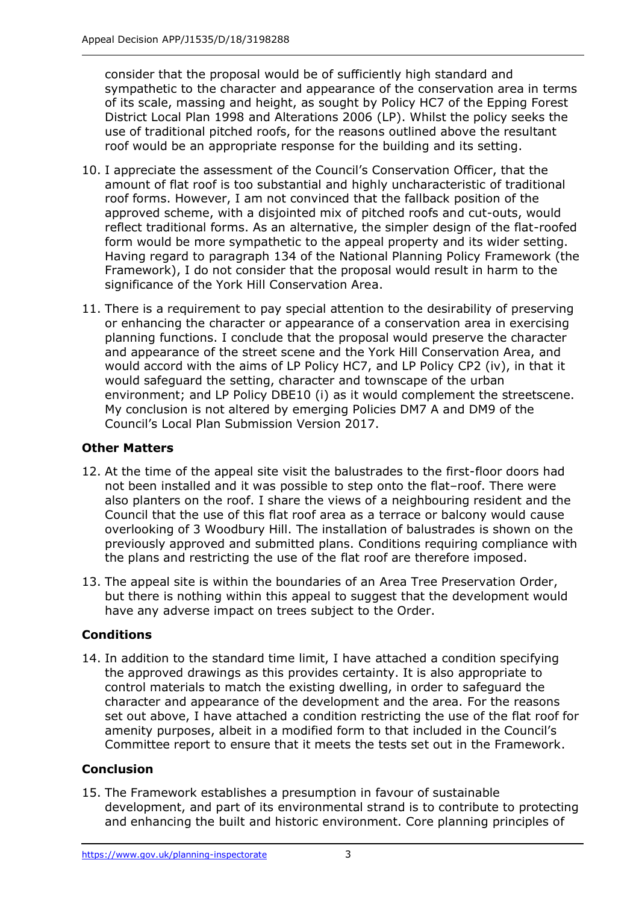consider that the proposal would be of sufficiently high standard and sympathetic to the character and appearance of the conservation area in terms of its scale, massing and height, as sought by Policy HC7 of the Epping Forest District Local Plan 1998 and Alterations 2006 (LP). Whilst the policy seeks the use of traditional pitched roofs, for the reasons outlined above the resultant roof would be an appropriate response for the building and its setting.

10. I appreciate the assessment of the Council's Conservation Officer, that the amount of flat roof is too substantial and highly uncharacteristic of traditional roof forms. However, I am not convinced that the fallback position of the approved scheme, with a disjointed mix of pitched roofs and cut-outs, would reflect traditional forms. As an alternative, the simpler design of the flat-roofed form would be more sympathetic to the appeal property and its wider setting. Having regard to paragraph 134 of the National Planning Policy Framework (the Framework), I do not consider that the proposal would result in harm to the significance of the York Hill Conservation Area.

11. There is a requirement to pay special attention to the desirability of preserving or enhancing the character or appearance of a conservation area in exercising planning functions. I conclude that the proposal would preserve the character and appearance of the street scene and the York Hill Conservation Area, and would accord with the aims of LP Policy HC7, and LP Policy CP2 (iv), in that it would safeguard the setting, character and townscape of the urban environment; and LP Policy DBE10 (i) as it would complement the streetscene. My conclusion is not altered by emerging Policies DM7 A and DM9 of the Council's Local Plan Submission Version 2017.

### Other Matters

12. At the time of the appeal site visit the balustrades to the first-floor doors had not been installed and it was possible to step onto the flat–roof. There were also planters on the roof. I share the views of a neighbouring resident and the Council that the use of this flat roof area as a terrace or balcony would cause overlooking of 3 Woodbury Hill. The installation of balustrades is shown on the previously approved and submitted plans. Conditions requiring compliance with the plans and restricting the use of the flat roof are therefore imposed.

13. The appeal site is within the boundaries of an Area Tree Preservation Order, but there is nothing within this appeal to suggest that the development would have any adverse impact on trees subject to the Order.

### Conditions

14. In addition to the standard time limit, I have attached a condition specifying the approved drawings as this provides certainty. It is also appropriate to control materials to match the existing dwelling, in order to safeguard the character and appearance of the development and the area. For the reasons set out above, I have attached a condition restricting the use of the flat roof for amenity purposes, albeit in a modified form to that included in the Council's Committee report to ensure that it meets the tests set out in the Framework.

### Conclusion

15. The Framework establishes a presumption in favour of sustainable development, and part of its environmental strand is to contribute to protecting and enhancing the built and historic environment. Core planning principles of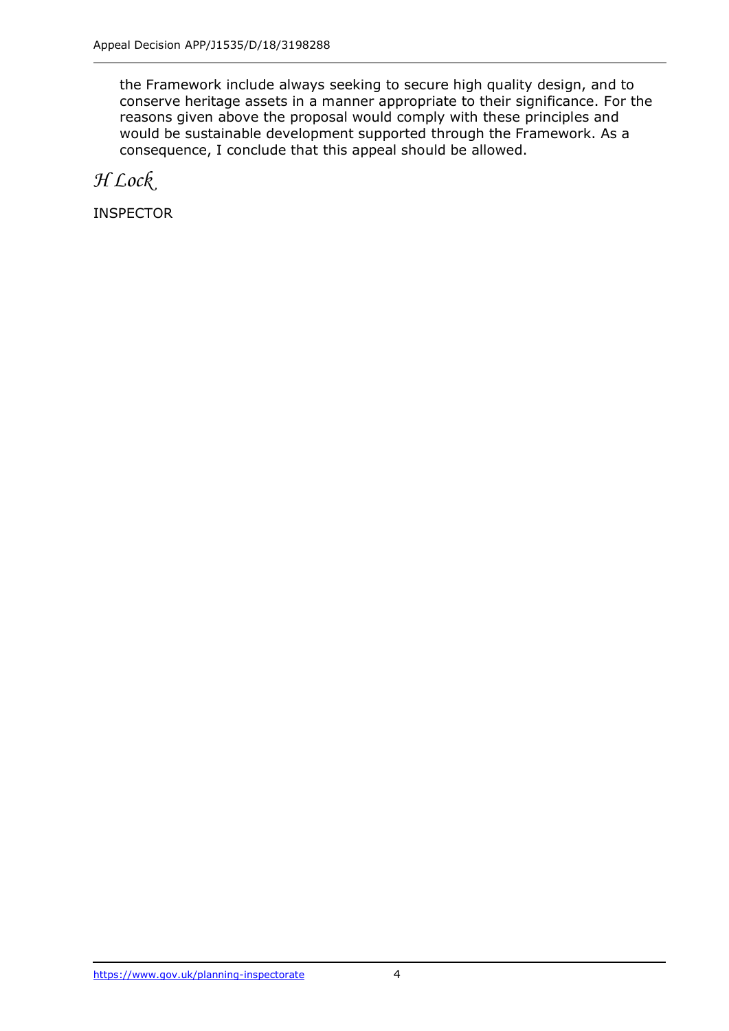the Framework include always seeking to secure high quality design, and to conserve heritage assets in a manner appropriate to their significance. For the reasons given above the proposal would comply with these principles and would be sustainable development supported through the Framework. As a consequence, I conclude that this appeal should be allowed.

*H Lock*

INSPECTOR